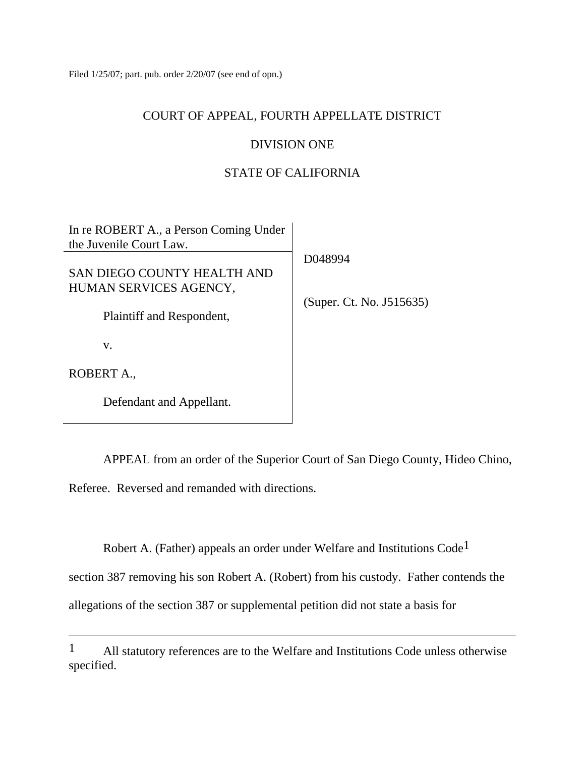Filed 1/25/07; part. pub. order 2/20/07 (see end of opn.)

COURT OF APPEAL, FOURTH APPELLATE DISTRICT

DIVISION ONE

STATE OF CALIFORNIA

| | |
|---|---|
| In re ROBERT A., a Person Coming Under the Juvenile Court Law. | D048994 |
| SAN DIEGO COUNTY HEALTH AND HUMAN SERVICES AGENCY,<br><br>Plaintiff and Respondent,<br><br>v.<br><br>ROBERT A.,<br><br>Defendant and Appellant. | (Super. Ct. No. J515635) |

APPEAL from an order of the Superior Court of San Diego County, Hideo Chino, Referee. Reversed and remanded with directions.

Robert A. (Father) appeals an order under Welfare and Institutions Code[1] section 387 removing his son Robert A. (Robert) from his custody. Father contends the allegations of the section 387 or supplemental petition did not state a basis for

---

[1] All statutory references are to the Welfare and Institutions Code unless otherwise specified.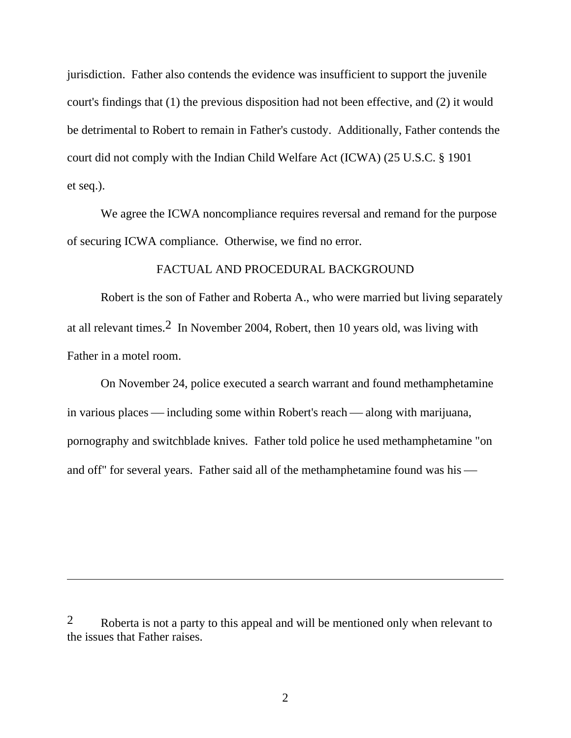jurisdiction. Father also contends the evidence was insufficient to support the juvenile court's findings that (1) the previous disposition had not been effective, and (2) it would be detrimental to Robert to remain in Father's custody. Additionally, Father contends the court did not comply with the Indian Child Welfare Act (ICWA) (25 U.S.C. § 1901 et seq.).

We agree the ICWA noncompliance requires reversal and remand for the purpose of securing ICWA compliance. Otherwise, we find no error.

## FACTUAL AND PROCEDURAL BACKGROUND

Robert is the son of Father and Roberta A., who were married but living separately at all relevant times.[2] In November 2004, Robert, then 10 years old, was living with Father in a motel room.

On November 24, police executed a search warrant and found methamphetamine in various places — including some within Robert's reach — along with marijuana, pornography and switchblade knives. Father told police he used methamphetamine "on and off" for several years. Father said all of the methamphetamine found was his —

---

[2] Roberta is not a party to this appeal and will be mentioned only when relevant to the issues that Father raises.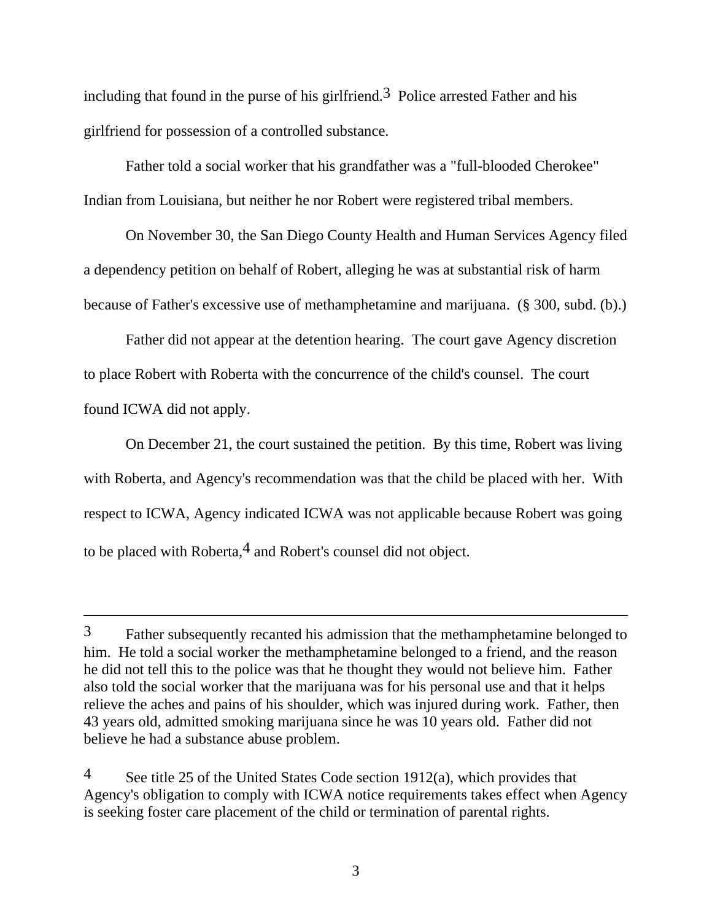including that found in the purse of his girlfriend.[3] Police arrested Father and his girlfriend for possession of a controlled substance.

Father told a social worker that his grandfather was a "full-blooded Cherokee" Indian from Louisiana, but neither he nor Robert were registered tribal members.

On November 30, the San Diego County Health and Human Services Agency filed a dependency petition on behalf of Robert, alleging he was at substantial risk of harm because of Father's excessive use of methamphetamine and marijuana. (§ 300, subd. (b).)

Father did not appear at the detention hearing. The court gave Agency discretion to place Robert with Roberta with the concurrence of the child's counsel. The court found ICWA did not apply.

On December 21, the court sustained the petition. By this time, Robert was living with Roberta, and Agency's recommendation was that the child be placed with her. With respect to ICWA, Agency indicated ICWA was not applicable because Robert was going to be placed with Roberta,[4] and Robert's counsel did not object.

---

[3] Father subsequently recanted his admission that the methamphetamine belonged to him. He told a social worker the methamphetamine belonged to a friend, and the reason he did not tell this to the police was that he thought they would not believe him. Father also told the social worker that the marijuana was for his personal use and that it helps relieve the aches and pains of his shoulder, which was injured during work. Father, then 43 years old, admitted smoking marijuana since he was 10 years old. Father did not believe he had a substance abuse problem.

[4] See title 25 of the United States Code section 1912(a), which provides that Agency's obligation to comply with ICWA notice requirements takes effect when Agency is seeking foster care placement of the child or termination of parental rights.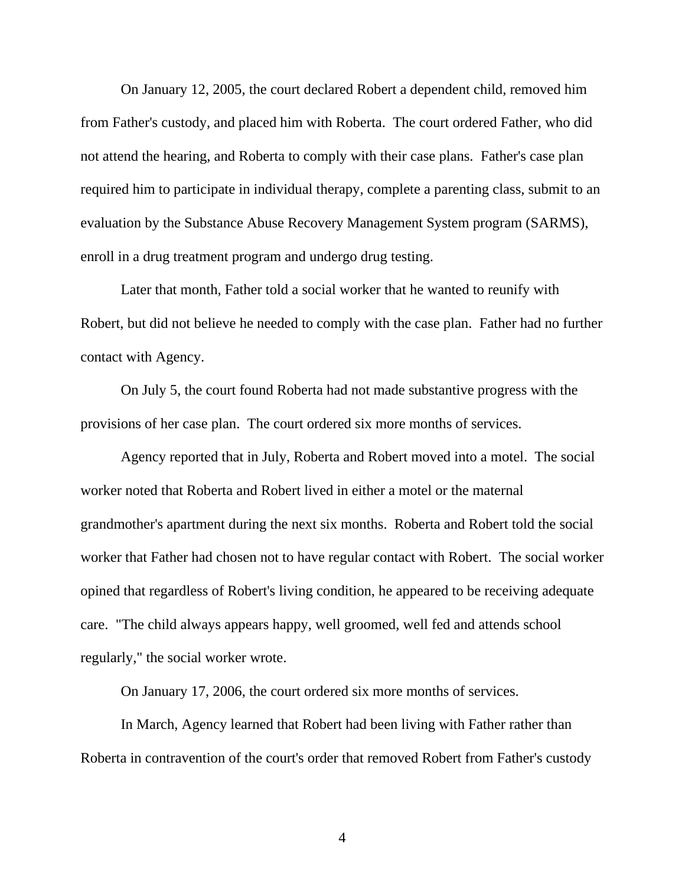On January 12, 2005, the court declared Robert a dependent child, removed him from Father's custody, and placed him with Roberta. The court ordered Father, who did not attend the hearing, and Roberta to comply with their case plans. Father's case plan required him to participate in individual therapy, complete a parenting class, submit to an evaluation by the Substance Abuse Recovery Management System program (SARMS), enroll in a drug treatment program and undergo drug testing.

Later that month, Father told a social worker that he wanted to reunify with Robert, but did not believe he needed to comply with the case plan. Father had no further contact with Agency.

On July 5, the court found Roberta had not made substantive progress with the provisions of her case plan. The court ordered six more months of services.

Agency reported that in July, Roberta and Robert moved into a motel. The social worker noted that Roberta and Robert lived in either a motel or the maternal grandmother's apartment during the next six months. Roberta and Robert told the social worker that Father had chosen not to have regular contact with Robert. The social worker opined that regardless of Robert's living condition, he appeared to be receiving adequate care. "The child always appears happy, well groomed, well fed and attends school regularly," the social worker wrote.

On January 17, 2006, the court ordered six more months of services.

In March, Agency learned that Robert had been living with Father rather than Roberta in contravention of the court's order that removed Robert from Father's custody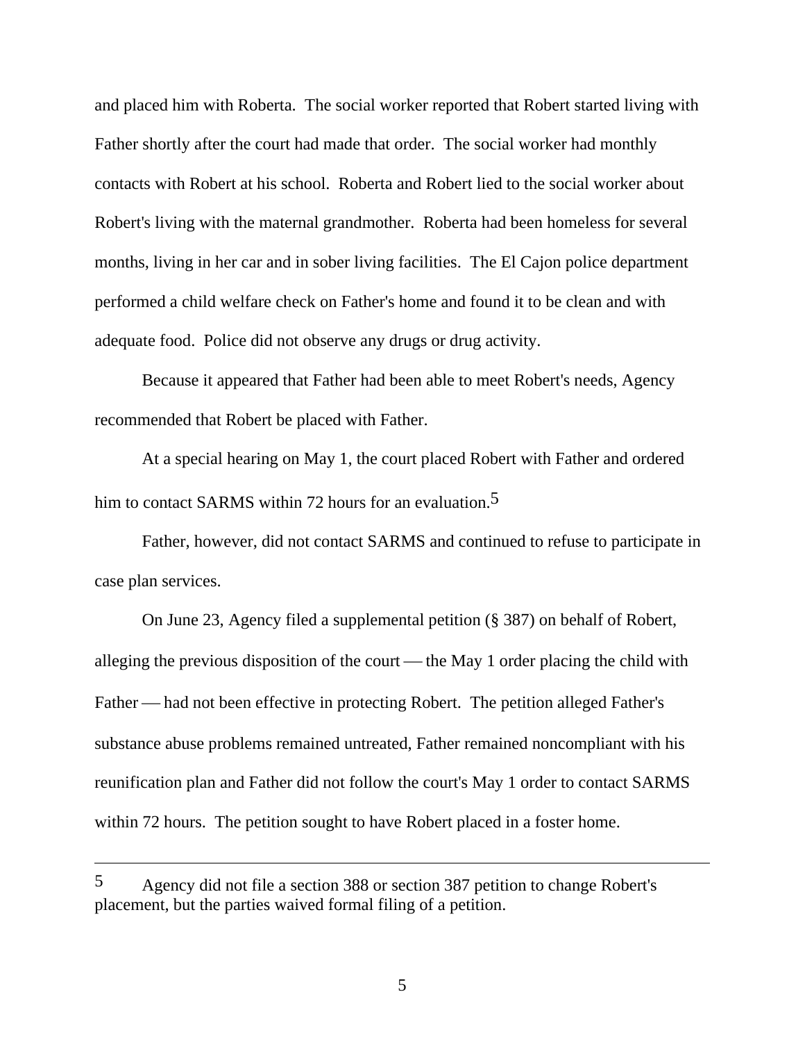and placed him with Roberta. The social worker reported that Robert started living with Father shortly after the court had made that order. The social worker had monthly contacts with Robert at his school. Roberta and Robert lied to the social worker about Robert's living with the maternal grandmother. Roberta had been homeless for several months, living in her car and in sober living facilities. The El Cajon police department performed a child welfare check on Father's home and found it to be clean and with adequate food. Police did not observe any drugs or drug activity.

Because it appeared that Father had been able to meet Robert's needs, Agency recommended that Robert be placed with Father.

At a special hearing on May 1, the court placed Robert with Father and ordered him to contact SARMS within 72 hours for an evaluation.[5]

Father, however, did not contact SARMS and continued to refuse to participate in case plan services.

On June 23, Agency filed a supplemental petition (§ 387) on behalf of Robert, alleging the previous disposition of the court — the May 1 order placing the child with Father — had not been effective in protecting Robert. The petition alleged Father's substance abuse problems remained untreated, Father remained noncompliant with his reunification plan and Father did not follow the court's May 1 order to contact SARMS within 72 hours. The petition sought to have Robert placed in a foster home.

---

[5] Agency did not file a section 388 or section 387 petition to change Robert's placement, but the parties waived formal filing of a petition.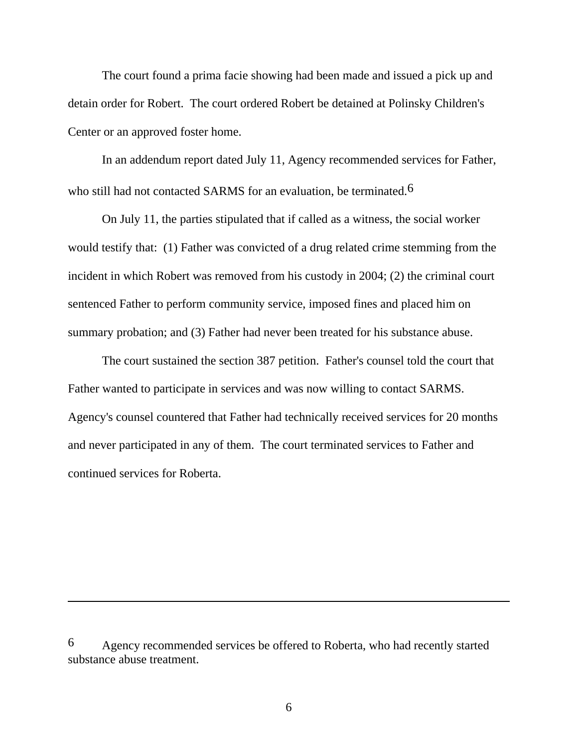The court found a prima facie showing had been made and issued a pick up and detain order for Robert. The court ordered Robert be detained at Polinsky Children's Center or an approved foster home.

In an addendum report dated July 11, Agency recommended services for Father, who still had not contacted SARMS for an evaluation, be terminated.[6]

On July 11, the parties stipulated that if called as a witness, the social worker would testify that: (1) Father was convicted of a drug related crime stemming from the incident in which Robert was removed from his custody in 2004; (2) the criminal court sentenced Father to perform community service, imposed fines and placed him on summary probation; and (3) Father had never been treated for his substance abuse.

The court sustained the section 387 petition. Father's counsel told the court that Father wanted to participate in services and was now willing to contact SARMS. Agency's counsel countered that Father had technically received services for 20 months and never participated in any of them. The court terminated services to Father and continued services for Roberta.

---

[6] Agency recommended services be offered to Roberta, who had recently started substance abuse treatment.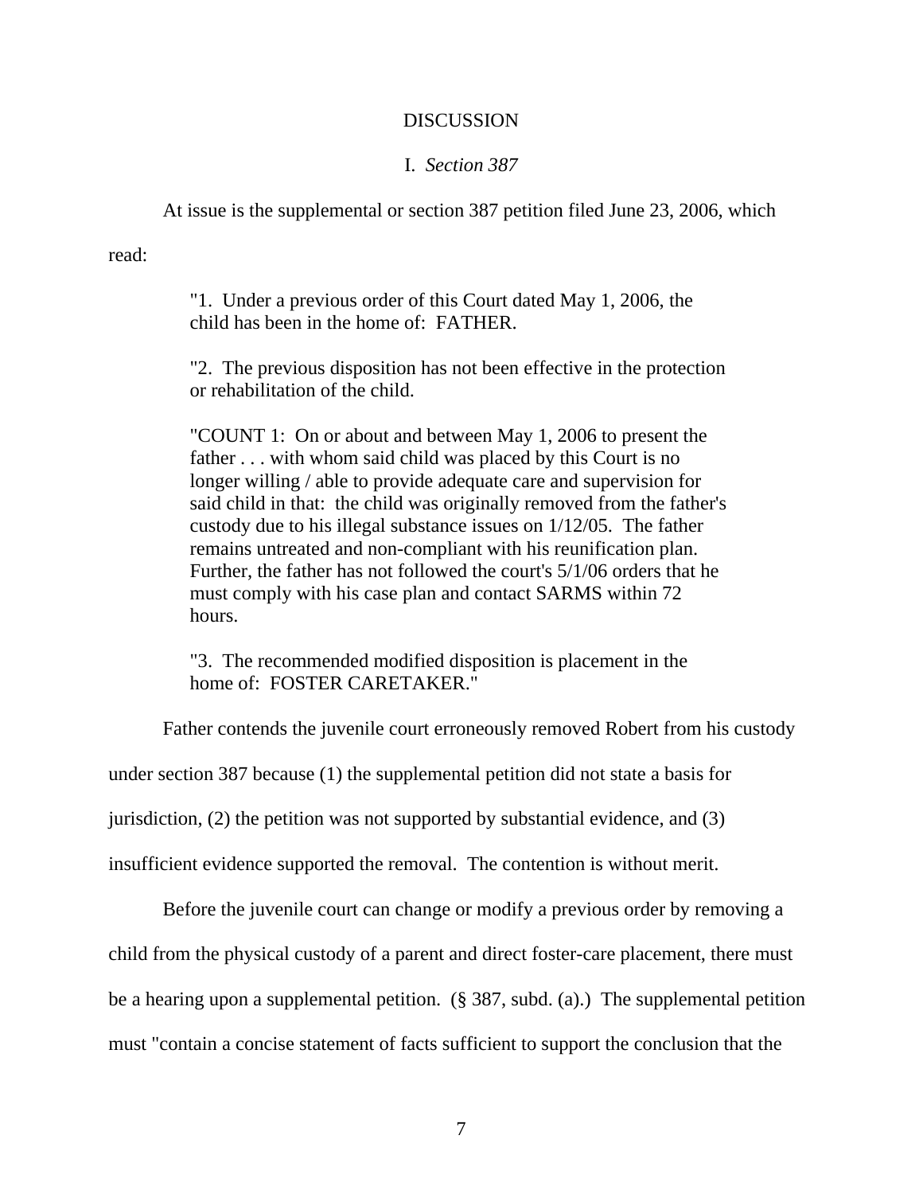## DISCUSSION

### I. *Section 387*

At issue is the supplemental or section 387 petition filed June 23, 2006, which read:

> "1. Under a previous order of this Court dated May 1, 2006, the child has been in the home of: FATHER.
>
> "2. The previous disposition has not been effective in the protection or rehabilitation of the child.
>
> "COUNT 1: On or about and between May 1, 2006 to present the father . . . with whom said child was placed by this Court is no longer willing / able to provide adequate care and supervision for said child in that: the child was originally removed from the father's custody due to his illegal substance issues on 1/12/05. The father remains untreated and non-compliant with his reunification plan. Further, the father has not followed the court's 5/1/06 orders that he must comply with his case plan and contact SARMS within 72 hours.
>
> "3. The recommended modified disposition is placement in the home of: FOSTER CARETAKER."

Father contends the juvenile court erroneously removed Robert from his custody under section 387 because (1) the supplemental petition did not state a basis for jurisdiction, (2) the petition was not supported by substantial evidence, and (3) insufficient evidence supported the removal. The contention is without merit.

Before the juvenile court can change or modify a previous order by removing a child from the physical custody of a parent and direct foster-care placement, there must be a hearing upon a supplemental petition. (§ 387, subd. (a).) The supplemental petition must "contain a concise statement of facts sufficient to support the conclusion that the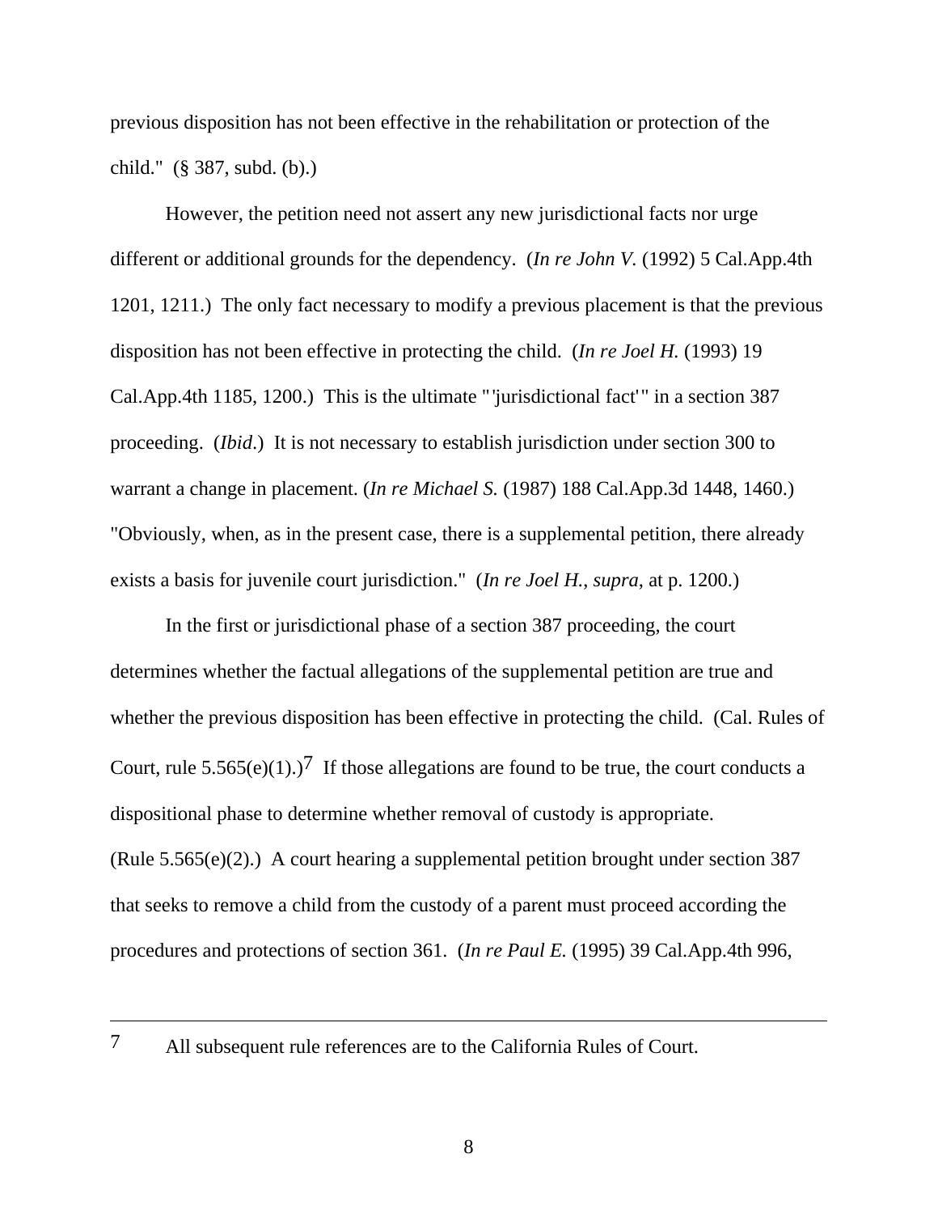previous disposition has not been effective in the rehabilitation or protection of the child." (§ 387, subd. (b).)

However, the petition need not assert any new jurisdictional facts nor urge different or additional grounds for the dependency. (*In re John V.* (1992) 5 Cal.App.4th 1201, 1211.) The only fact necessary to modify a previous placement is that the previous disposition has not been effective in protecting the child. (*In re Joel H.* (1993) 19 Cal.App.4th 1185, 1200.) This is the ultimate "'jurisdictional fact'" in a section 387 proceeding. (*Ibid*.) It is not necessary to establish jurisdiction under section 300 to warrant a change in placement. (*In re Michael S.* (1987) 188 Cal.App.3d 1448, 1460.) "Obviously, when, as in the present case, there is a supplemental petition, there already exists a basis for juvenile court jurisdiction." (*In re Joel H., supra*, at p. 1200.)

In the first or jurisdictional phase of a section 387 proceeding, the court determines whether the factual allegations of the supplemental petition are true and whether the previous disposition has been effective in protecting the child. (Cal. Rules of Court, rule 5.565(e)(1).)[7] If those allegations are found to be true, the court conducts a dispositional phase to determine whether removal of custody is appropriate. (Rule 5.565(e)(2).) A court hearing a supplemental petition brought under section 387 that seeks to remove a child from the custody of a parent must proceed according the procedures and protections of section 361. (*In re Paul E.* (1995) 39 Cal.App.4th 996,

---

[7] All subsequent rule references are to the California Rules of Court.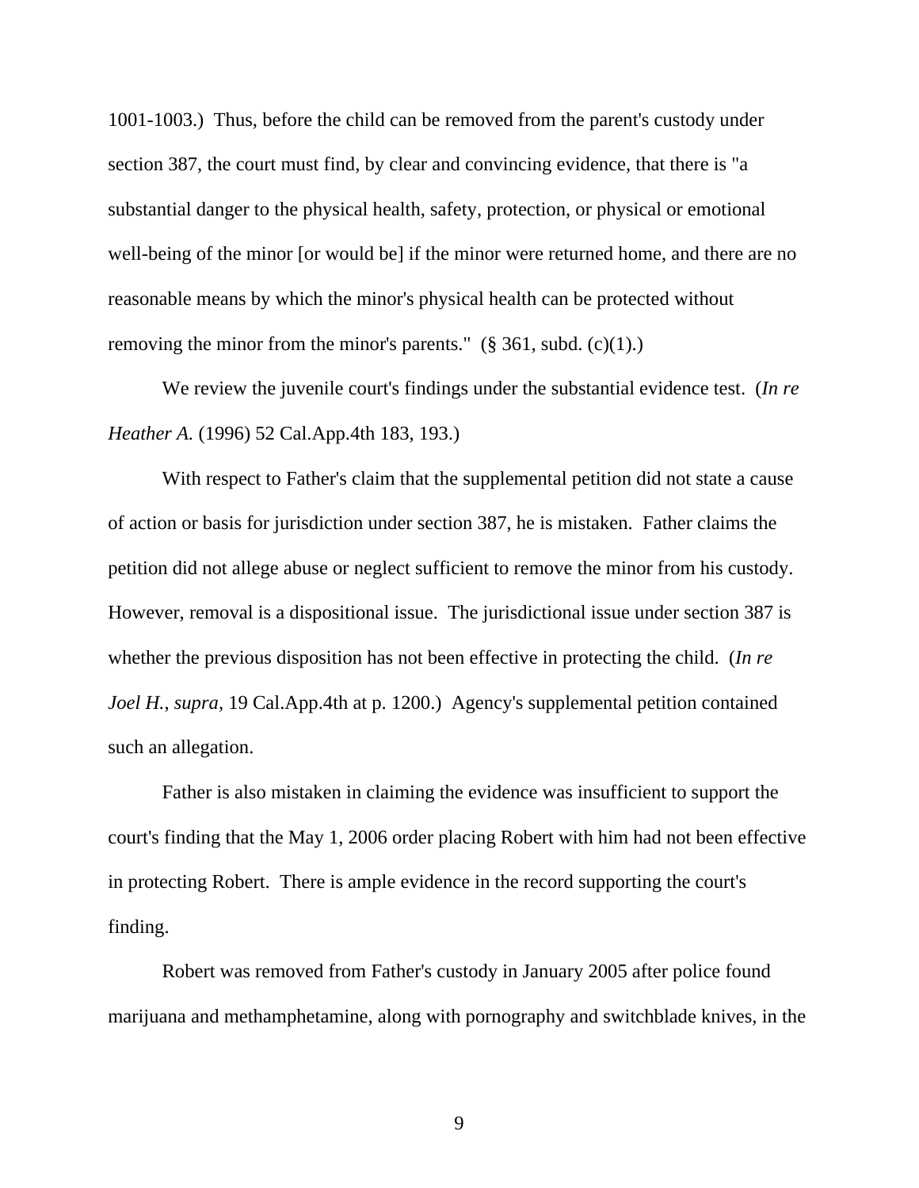1001-1003.) Thus, before the child can be removed from the parent's custody under section 387, the court must find, by clear and convincing evidence, that there is "a substantial danger to the physical health, safety, protection, or physical or emotional well-being of the minor [or would be] if the minor were returned home, and there are no reasonable means by which the minor's physical health can be protected without removing the minor from the minor's parents." (§ 361, subd. (c)(1).)

We review the juvenile court's findings under the substantial evidence test. (*In re Heather A.* (1996) 52 Cal.App.4th 183, 193.)

With respect to Father's claim that the supplemental petition did not state a cause of action or basis for jurisdiction under section 387, he is mistaken. Father claims the petition did not allege abuse or neglect sufficient to remove the minor from his custody. However, removal is a dispositional issue. The jurisdictional issue under section 387 is whether the previous disposition has not been effective in protecting the child. (*In re Joel H.*, *supra*, 19 Cal.App.4th at p. 1200.) Agency's supplemental petition contained such an allegation.

Father is also mistaken in claiming the evidence was insufficient to support the court's finding that the May 1, 2006 order placing Robert with him had not been effective in protecting Robert. There is ample evidence in the record supporting the court's finding.

Robert was removed from Father's custody in January 2005 after police found marijuana and methamphetamine, along with pornography and switchblade knives, in the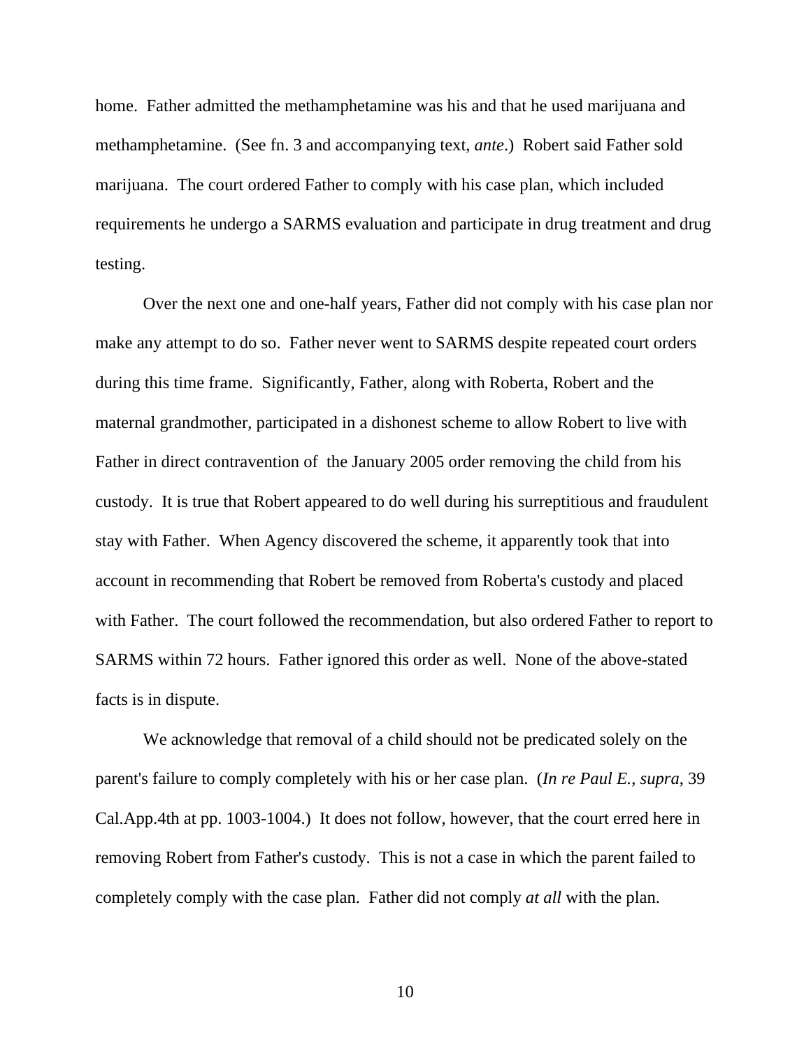home. Father admitted the methamphetamine was his and that he used marijuana and methamphetamine. (See fn. 3 and accompanying text, *ante*.) Robert said Father sold marijuana. The court ordered Father to comply with his case plan, which included requirements he undergo a SARMS evaluation and participate in drug treatment and drug testing.

Over the next one and one-half years, Father did not comply with his case plan nor make any attempt to do so. Father never went to SARMS despite repeated court orders during this time frame. Significantly, Father, along with Roberta, Robert and the maternal grandmother, participated in a dishonest scheme to allow Robert to live with Father in direct contravention of the January 2005 order removing the child from his custody. It is true that Robert appeared to do well during his surreptitious and fraudulent stay with Father. When Agency discovered the scheme, it apparently took that into account in recommending that Robert be removed from Roberta's custody and placed with Father. The court followed the recommendation, but also ordered Father to report to SARMS within 72 hours. Father ignored this order as well. None of the above-stated facts is in dispute.

We acknowledge that removal of a child should not be predicated solely on the parent's failure to comply completely with his or her case plan. (*In re Paul E.*, *supra*, 39 Cal.App.4th at pp. 1003-1004.) It does not follow, however, that the court erred here in removing Robert from Father's custody. This is not a case in which the parent failed to completely comply with the case plan. Father did not comply *at all* with the plan.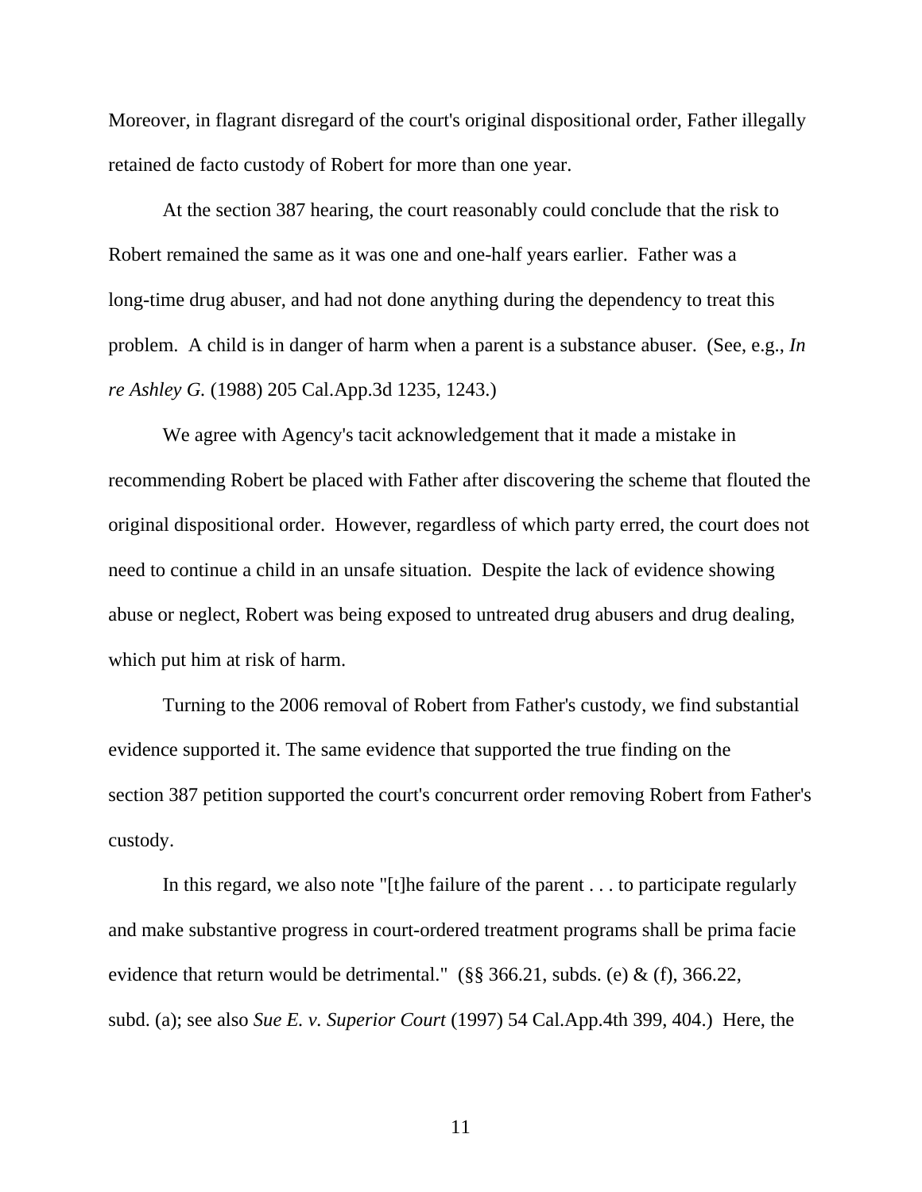Moreover, in flagrant disregard of the court's original dispositional order, Father illegally retained de facto custody of Robert for more than one year.

At the section 387 hearing, the court reasonably could conclude that the risk to Robert remained the same as it was one and one-half years earlier. Father was a long-time drug abuser, and had not done anything during the dependency to treat this problem. A child is in danger of harm when a parent is a substance abuser. (See, e.g., *In re Ashley G.* (1988) 205 Cal.App.3d 1235, 1243.)

We agree with Agency's tacit acknowledgement that it made a mistake in recommending Robert be placed with Father after discovering the scheme that flouted the original dispositional order. However, regardless of which party erred, the court does not need to continue a child in an unsafe situation. Despite the lack of evidence showing abuse or neglect, Robert was being exposed to untreated drug abusers and drug dealing, which put him at risk of harm.

Turning to the 2006 removal of Robert from Father's custody, we find substantial evidence supported it. The same evidence that supported the true finding on the section 387 petition supported the court's concurrent order removing Robert from Father's custody.

In this regard, we also note "[t]he failure of the parent . . . to participate regularly and make substantive progress in court-ordered treatment programs shall be prima facie evidence that return would be detrimental." (§§ 366.21, subds. (e) & (f), 366.22, subd. (a); see also *Sue E. v. Superior Court* (1997) 54 Cal.App.4th 399, 404.) Here, the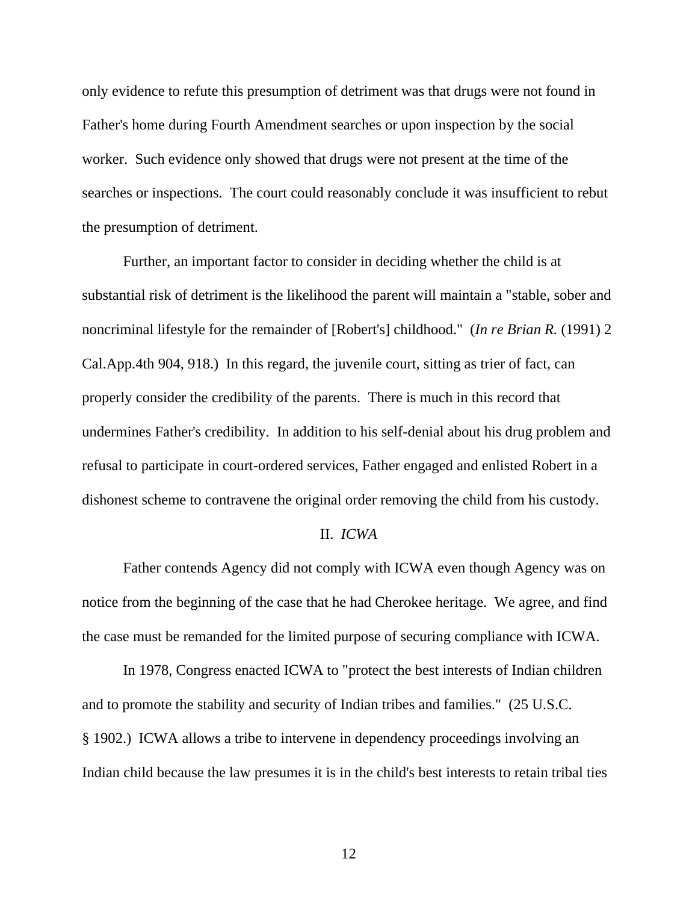only evidence to refute this presumption of detriment was that drugs were not found in Father's home during Fourth Amendment searches or upon inspection by the social worker. Such evidence only showed that drugs were not present at the time of the searches or inspections. The court could reasonably conclude it was insufficient to rebut the presumption of detriment.

Further, an important factor to consider in deciding whether the child is at substantial risk of detriment is the likelihood the parent will maintain a "stable, sober and noncriminal lifestyle for the remainder of [Robert's] childhood." (*In re Brian R.* (1991) 2 Cal.App.4th 904, 918.) In this regard, the juvenile court, sitting as trier of fact, can properly consider the credibility of the parents. There is much in this record that undermines Father's credibility. In addition to his self-denial about his drug problem and refusal to participate in court-ordered services, Father engaged and enlisted Robert in a dishonest scheme to contravene the original order removing the child from his custody.

## II. *ICWA*

Father contends Agency did not comply with ICWA even though Agency was on notice from the beginning of the case that he had Cherokee heritage. We agree, and find the case must be remanded for the limited purpose of securing compliance with ICWA.

In 1978, Congress enacted ICWA to "protect the best interests of Indian children and to promote the stability and security of Indian tribes and families." (25 U.S.C. § 1902.) ICWA allows a tribe to intervene in dependency proceedings involving an Indian child because the law presumes it is in the child's best interests to retain tribal ties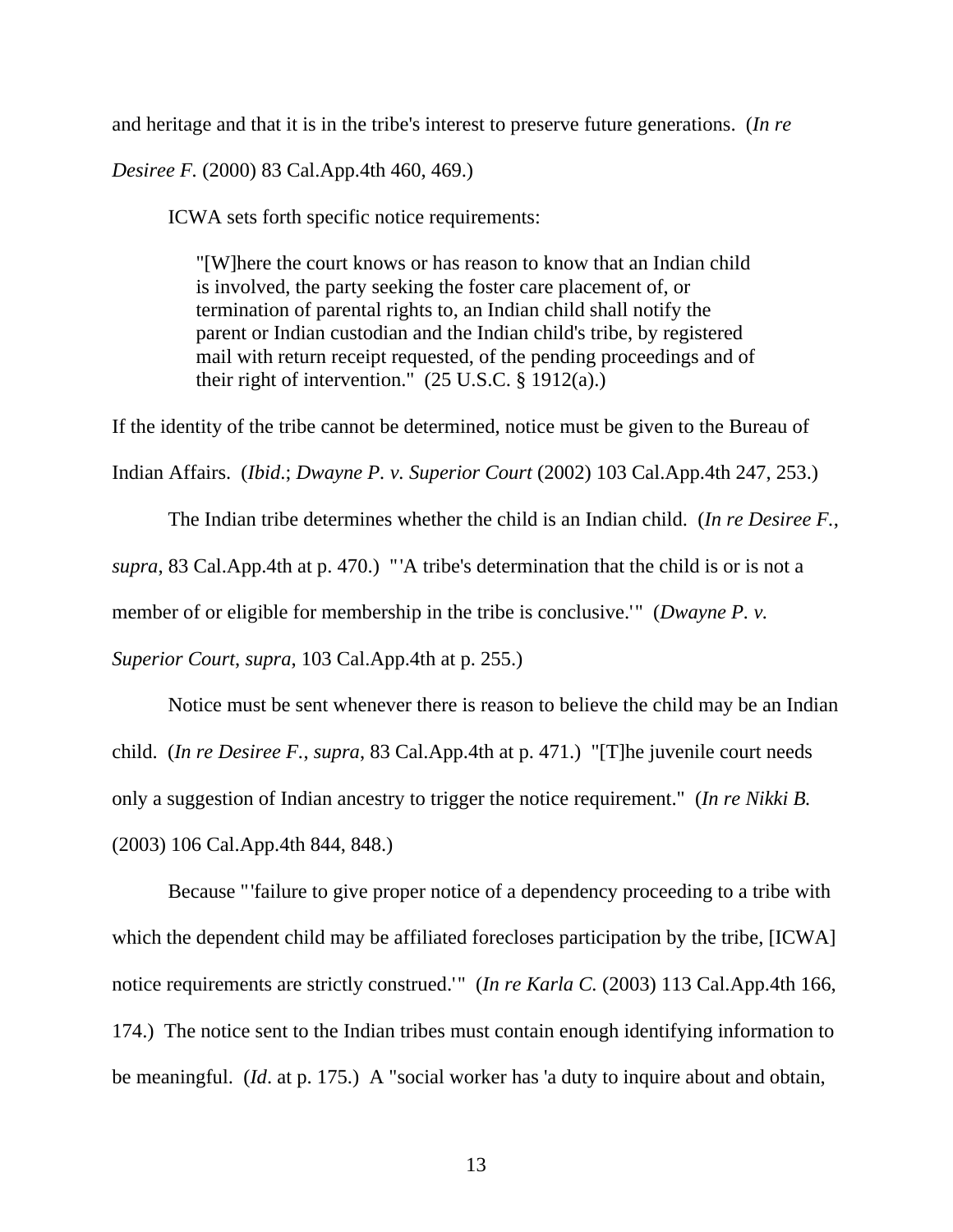and heritage and that it is in the tribe's interest to preserve future generations. (*In re Desiree F.* (2000) 83 Cal.App.4th 460, 469.)

ICWA sets forth specific notice requirements:

> "[W]here the court knows or has reason to know that an Indian child is involved, the party seeking the foster care placement of, or termination of parental rights to, an Indian child shall notify the parent or Indian custodian and the Indian child's tribe, by registered mail with return receipt requested, of the pending proceedings and of their right of intervention." (25 U.S.C. § 1912(a).)

If the identity of the tribe cannot be determined, notice must be given to the Bureau of Indian Affairs. (*Ibid*.; *Dwayne P. v. Superior Court* (2002) 103 Cal.App.4th 247, 253.)

The Indian tribe determines whether the child is an Indian child. (*In re Desiree F.*, *supra*, 83 Cal.App.4th at p. 470.) "'A tribe's determination that the child is or is not a member of or eligible for membership in the tribe is conclusive.'" (*Dwayne P. v. Superior Court*, *supra*, 103 Cal.App.4th at p. 255.)

Notice must be sent whenever there is reason to believe the child may be an Indian child. (*In re Desiree F.*, *supra*, 83 Cal.App.4th at p. 471.) "[T]he juvenile court needs only a suggestion of Indian ancestry to trigger the notice requirement." (*In re Nikki B.* (2003) 106 Cal.App.4th 844, 848.)

Because "'failure to give proper notice of a dependency proceeding to a tribe with which the dependent child may be affiliated forecloses participation by the tribe, [ICWA] notice requirements are strictly construed.'" (*In re Karla C.* (2003) 113 Cal.App.4th 166, 174.) The notice sent to the Indian tribes must contain enough identifying information to be meaningful. (*Id*. at p. 175.) A "social worker has 'a duty to inquire about and obtain,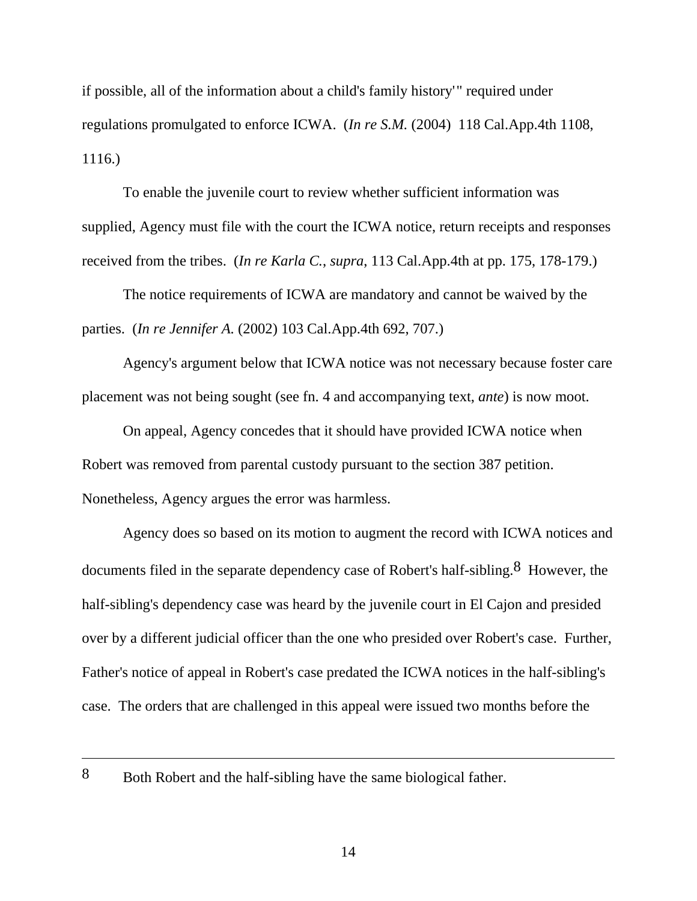if possible, all of the information about a child's family history'" required under regulations promulgated to enforce ICWA. (*In re S.M.* (2004) 118 Cal.App.4th 1108, 1116.)

To enable the juvenile court to review whether sufficient information was supplied, Agency must file with the court the ICWA notice, return receipts and responses received from the tribes. (*In re Karla C.*, *supra*, 113 Cal.App.4th at pp. 175, 178-179.)

The notice requirements of ICWA are mandatory and cannot be waived by the parties. (*In re Jennifer A.* (2002) 103 Cal.App.4th 692, 707.)

Agency's argument below that ICWA notice was not necessary because foster care placement was not being sought (see fn. 4 and accompanying text, *ante*) is now moot.

On appeal, Agency concedes that it should have provided ICWA notice when Robert was removed from parental custody pursuant to the section 387 petition. Nonetheless, Agency argues the error was harmless.

Agency does so based on its motion to augment the record with ICWA notices and documents filed in the separate dependency case of Robert's half-sibling.[8] However, the half-sibling's dependency case was heard by the juvenile court in El Cajon and presided over by a different judicial officer than the one who presided over Robert's case. Further, Father's notice of appeal in Robert's case predated the ICWA notices in the half-sibling's case. The orders that are challenged in this appeal were issued two months before the

---

8 Both Robert and the half-sibling have the same biological father.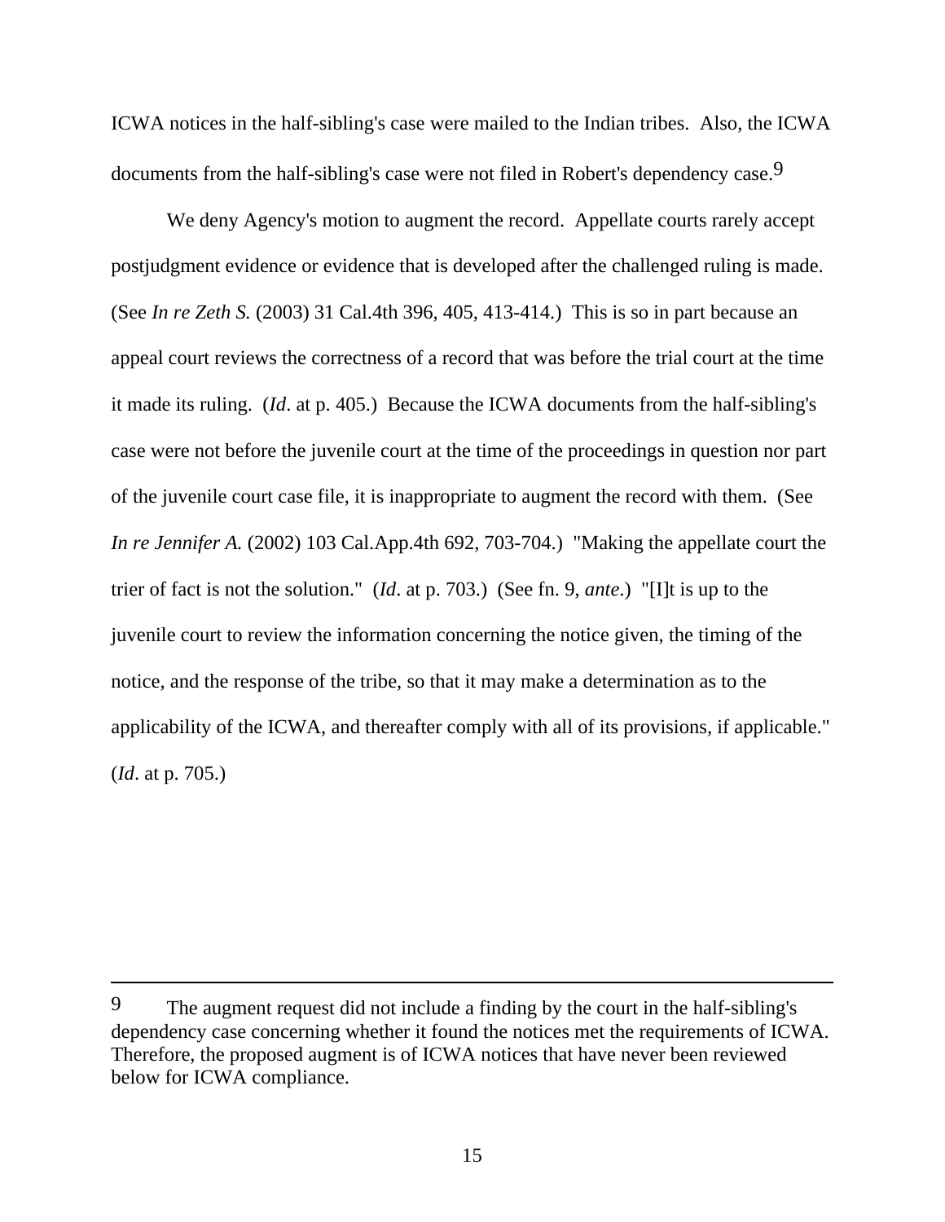ICWA notices in the half-sibling's case were mailed to the Indian tribes. Also, the ICWA documents from the half-sibling's case were not filed in Robert's dependency case.[9]

We deny Agency's motion to augment the record. Appellate courts rarely accept postjudgment evidence or evidence that is developed after the challenged ruling is made. (See *In re Zeth S.* (2003) 31 Cal.4th 396, 405, 413-414.) This is so in part because an appeal court reviews the correctness of a record that was before the trial court at the time it made its ruling. (*Id*. at p. 405.) Because the ICWA documents from the half-sibling's case were not before the juvenile court at the time of the proceedings in question nor part of the juvenile court case file, it is inappropriate to augment the record with them. (See *In re Jennifer A.* (2002) 103 Cal.App.4th 692, 703-704.) "Making the appellate court the trier of fact is not the solution." (*Id*. at p. 703.) (See fn. 9, *ante*.) "[I]t is up to the juvenile court to review the information concerning the notice given, the timing of the notice, and the response of the tribe, so that it may make a determination as to the applicability of the ICWA, and thereafter comply with all of its provisions, if applicable." (*Id*. at p. 705.)

---

[9] The augment request did not include a finding by the court in the half-sibling's dependency case concerning whether it found the notices met the requirements of ICWA. Therefore, the proposed augment is of ICWA notices that have never been reviewed below for ICWA compliance.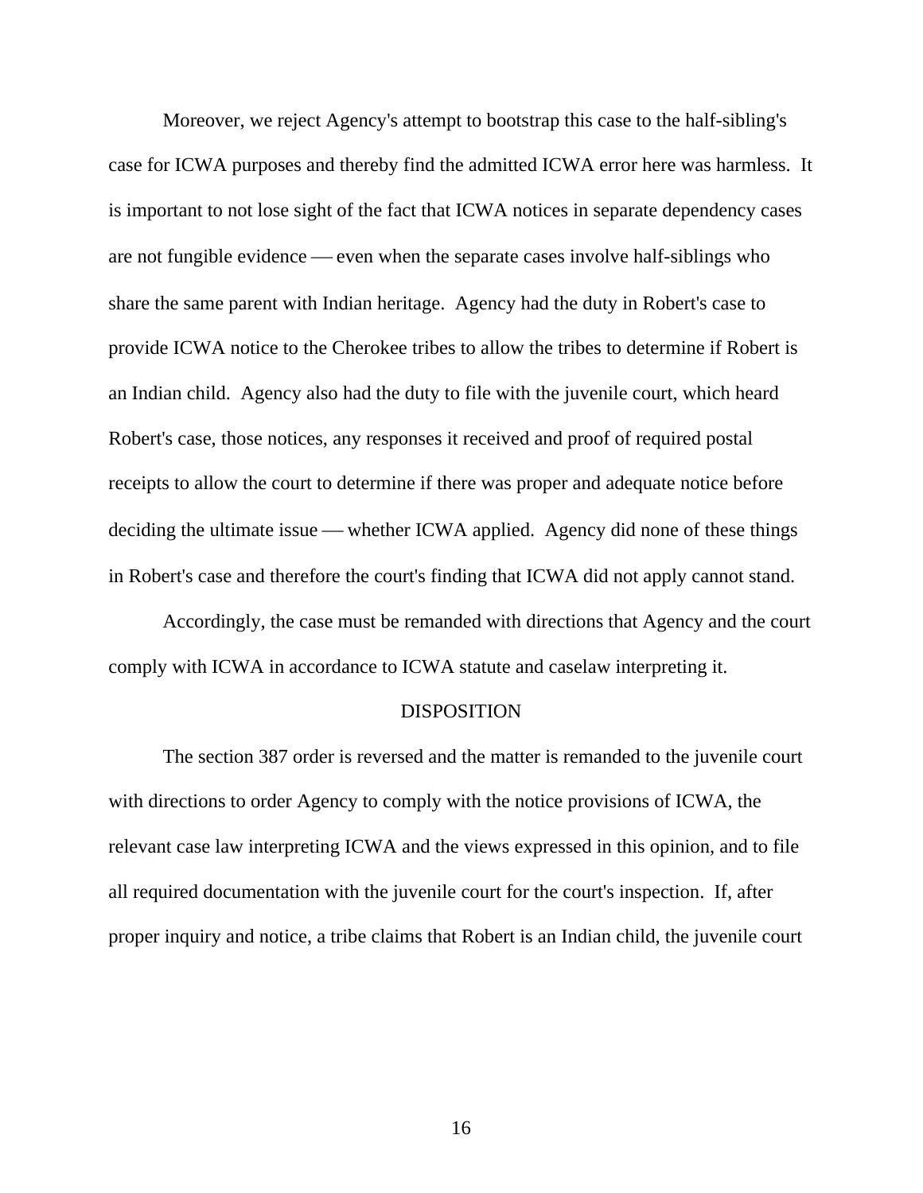Moreover, we reject Agency's attempt to bootstrap this case to the half-sibling's case for ICWA purposes and thereby find the admitted ICWA error here was harmless. It is important to not lose sight of the fact that ICWA notices in separate dependency cases are not fungible evidence — even when the separate cases involve half-siblings who share the same parent with Indian heritage. Agency had the duty in Robert's case to provide ICWA notice to the Cherokee tribes to allow the tribes to determine if Robert is an Indian child. Agency also had the duty to file with the juvenile court, which heard Robert's case, those notices, any responses it received and proof of required postal receipts to allow the court to determine if there was proper and adequate notice before deciding the ultimate issue — whether ICWA applied. Agency did none of these things in Robert's case and therefore the court's finding that ICWA did not apply cannot stand.

Accordingly, the case must be remanded with directions that Agency and the court comply with ICWA in accordance to ICWA statute and caselaw interpreting it.

## DISPOSITION

The section 387 order is reversed and the matter is remanded to the juvenile court with directions to order Agency to comply with the notice provisions of ICWA, the relevant case law interpreting ICWA and the views expressed in this opinion, and to file all required documentation with the juvenile court for the court's inspection. If, after proper inquiry and notice, a tribe claims that Robert is an Indian child, the juvenile court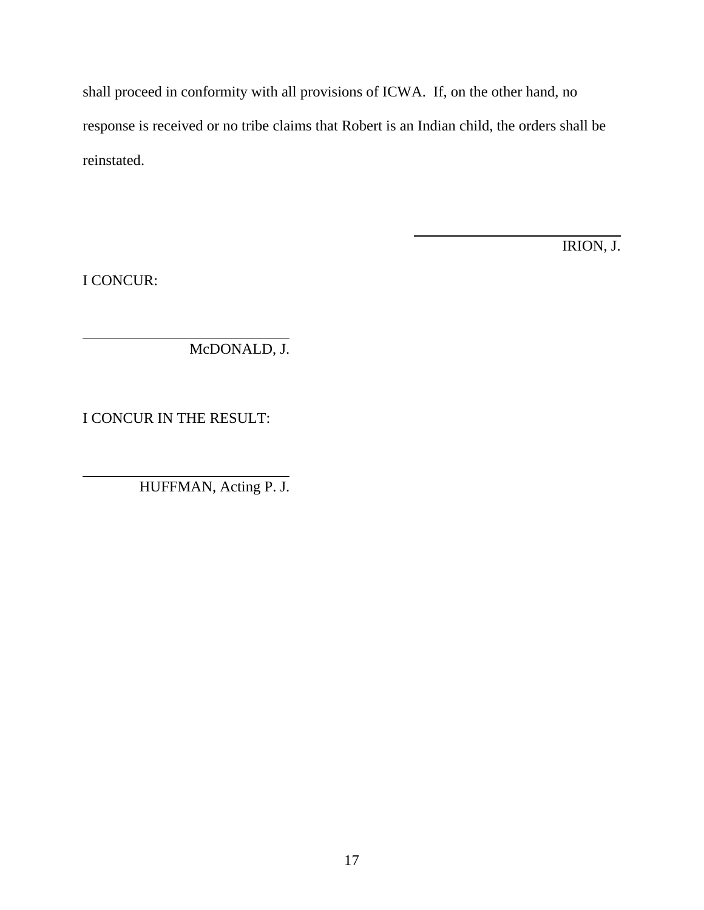shall proceed in conformity with all provisions of ICWA. If, on the other hand, no response is received or no tribe claims that Robert is an Indian child, the orders shall be reinstated.

IRION, J.

I CONCUR:

McDONALD, J.

I CONCUR IN THE RESULT:

HUFFMAN, Acting P. J.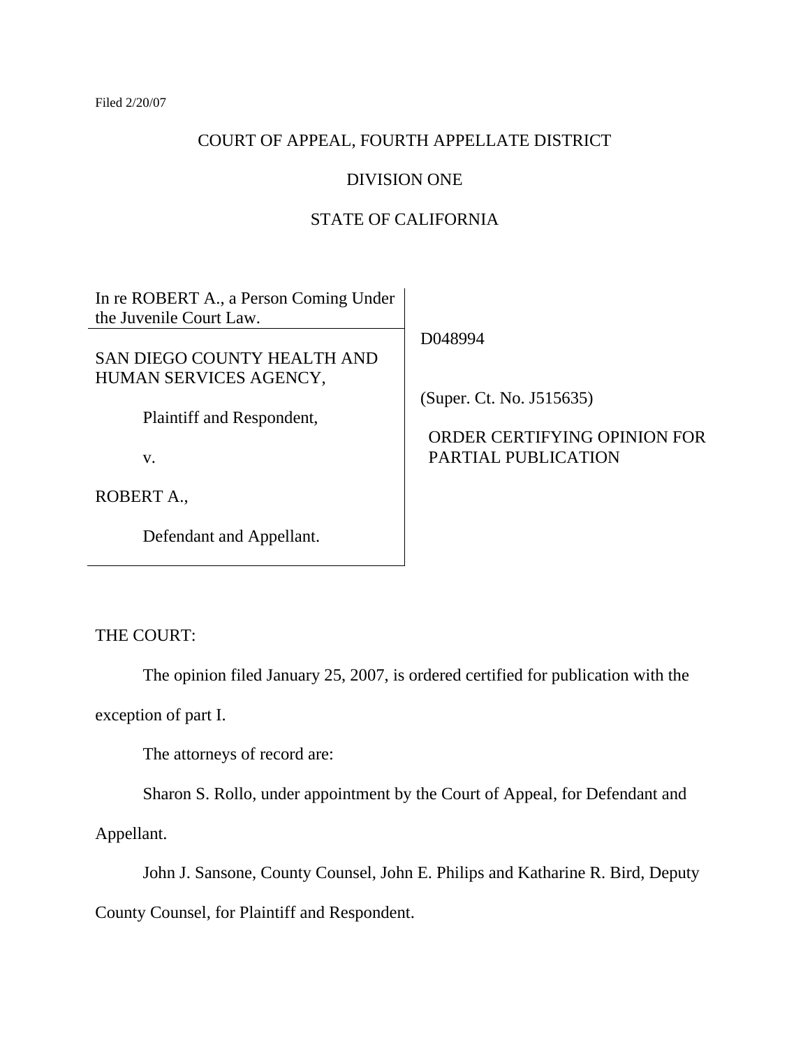Filed 2/20/07

COURT OF APPEAL, FOURTH APPELLATE DISTRICT

DIVISION ONE

STATE OF CALIFORNIA

| | |
|---|---|
| In re ROBERT A., a Person Coming Under the Juvenile Court Law. | D048994 |
| SAN DIEGO COUNTY HEALTH AND HUMAN SERVICES AGENCY,<br><br>Plaintiff and Respondent,<br><br>v.<br><br>ROBERT A.,<br><br>Defendant and Appellant. | (Super. Ct. No. J515635)<br><br>ORDER CERTIFYING OPINION FOR PARTIAL PUBLICATION |

THE COURT:

The opinion filed January 25, 2007, is ordered certified for publication with the exception of part I.

The attorneys of record are:

Sharon S. Rollo, under appointment by the Court of Appeal, for Defendant and Appellant.

John J. Sansone, County Counsel, John E. Philips and Katharine R. Bird, Deputy County Counsel, for Plaintiff and Respondent.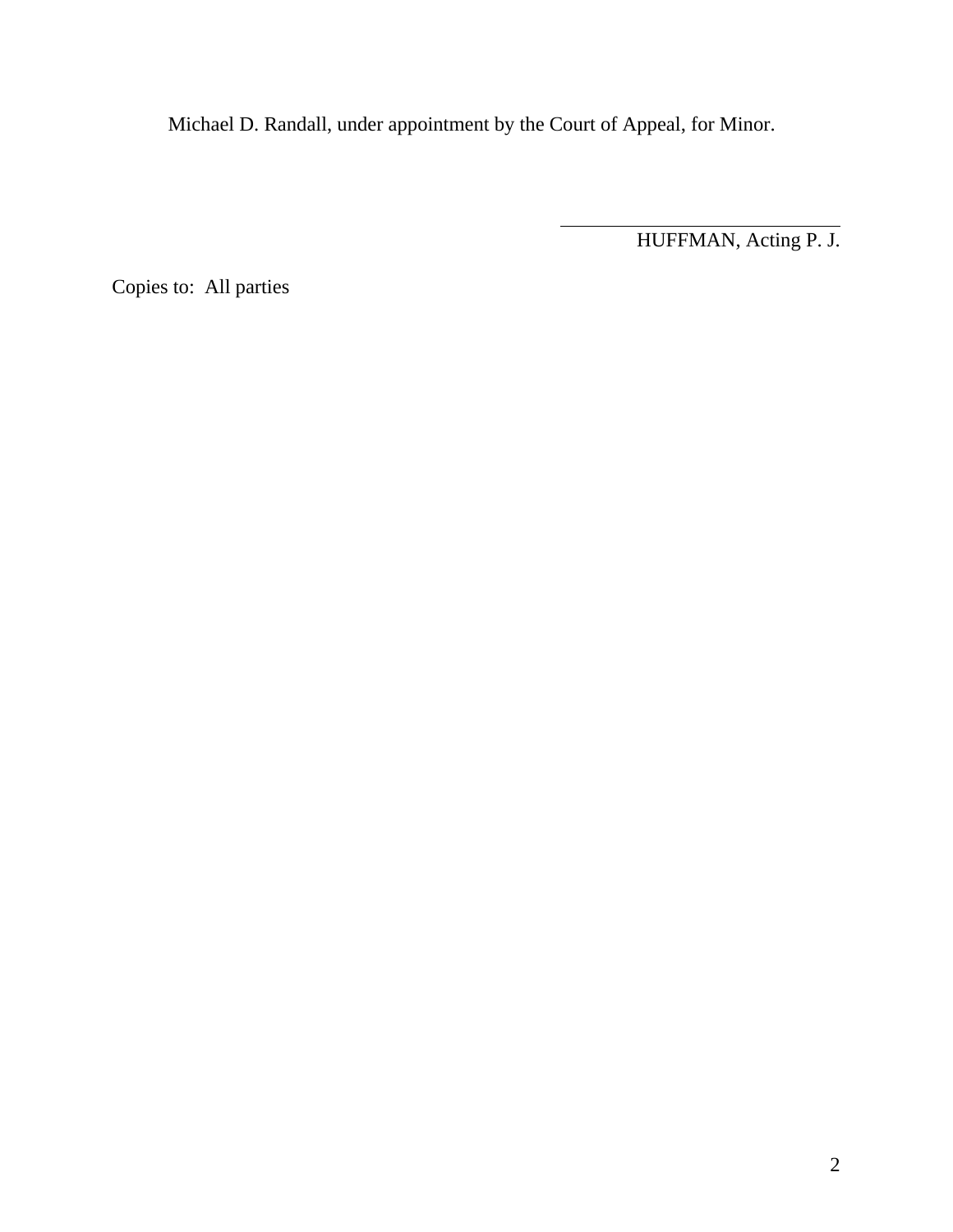Michael D. Randall, under appointment by the Court of Appeal, for Minor.

HUFFMAN, Acting P. J.

Copies to: All parties